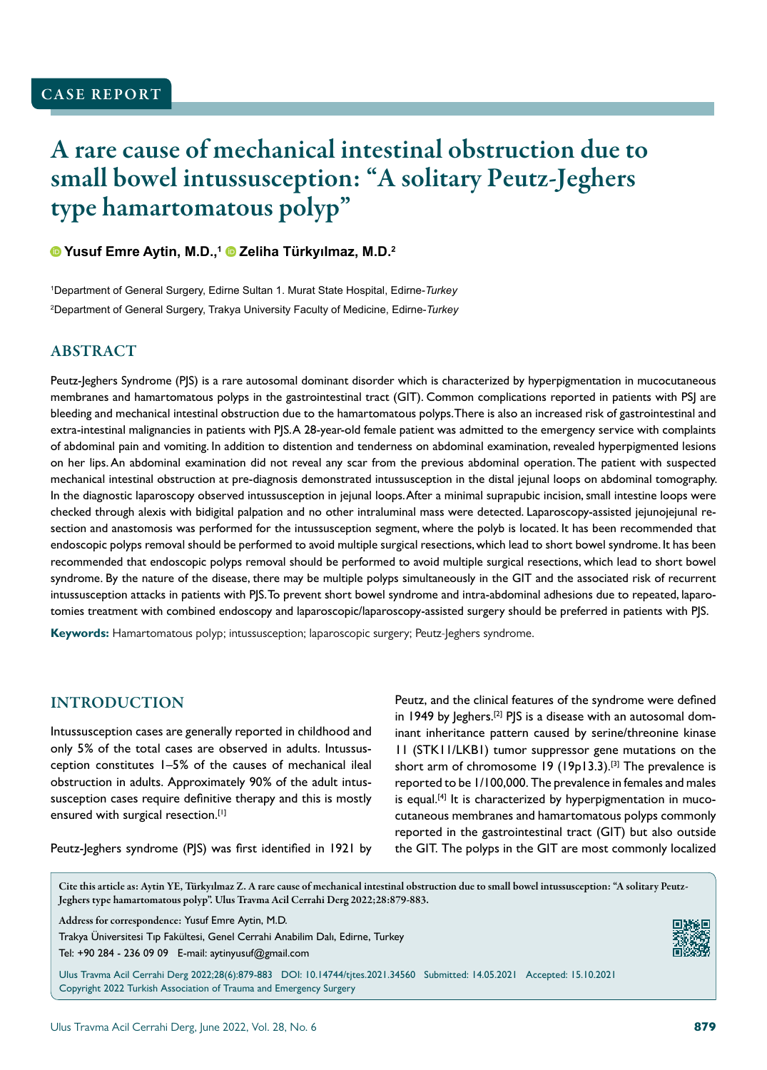CASE REPORT

# A rare cause of mechanical intestinal obstruction due to small bowel intussusception: "A solitary Peutz-Jeghers type hamartomatous polyp"

**Yusuf Emre Aytin, M.D.,[1] Zeliha Türkyılmaz, M.D.[2]**

[1]Department of General Surgery, Edirne Sultan 1. Murat State Hospital, Edirne-*Turkey*

[2]Department of General Surgery, Trakya University Faculty of Medicine, Edirne-*Turkey*

## ABSTRACT

Peutz-Jeghers Syndrome (PJS) is a rare autosomal dominant disorder which is characterized by hyperpigmentation in mucocutaneous membranes and hamartomatous polyps in the gastrointestinal tract (GIT). Common complications reported in patients with PSJ are bleeding and mechanical intestinal obstruction due to the hamartomatous polyps. There is also an increased risk of gastrointestinal and extra-intestinal malignancies in patients with PJS. A 28-year-old female patient was admitted to the emergency service with complaints of abdominal pain and vomiting. In addition to distention and tenderness on abdominal examination, revealed hyperpigmented lesions on her lips. An abdominal examination did not reveal any scar from the previous abdominal operation. The patient with suspected mechanical intestinal obstruction at pre-diagnosis demonstrated intussusception in the distal jejunal loops on abdominal tomography. In the diagnostic laparoscopy observed intussusception in jejunal loops. After a minimal suprapubic incision, small intestine loops were checked through alexis with bidigital palpation and no other intraluminal mass were detected. Laparoscopy-assisted jejunojejunal resection and anastomosis was performed for the intussusception segment, where the polyb is located. It has been recommended that endoscopic polyps removal should be performed to avoid multiple surgical resections, which lead to short bowel syndrome. It has been recommended that endoscopic polyps removal should be performed to avoid multiple surgical resections, which lead to short bowel syndrome. By the nature of the disease, there may be multiple polyps simultaneously in the GIT and the associated risk of recurrent intussusception attacks in patients with PJS. To prevent short bowel syndrome and intra-abdominal adhesions due to repeated, laparotomies treatment with combined endoscopy and laparoscopic/laparoscopy-assisted surgery should be preferred in patients with PJS.

**Keywords:** Hamartomatous polyp; intussusception; laparoscopic surgery; Peutz-Jeghers syndrome.

## INTRODUCTION

Intussusception cases are generally reported in childhood and only 5% of the total cases are observed in adults. Intussusception constitutes 1–5% of the causes of mechanical ileal obstruction in adults. Approximately 90% of the adult intussusception cases require definitive therapy and this is mostly ensured with surgical resection.[1]

Peutz-Jeghers syndrome (PJS) was first identified in 1921 by Peutz, and the clinical features of the syndrome were defined in 1949 by Jeghers.[2] PJS is a disease with an autosomal dominant inheritance pattern caused by serine/threonine kinase 11 (STK11/LKB1) tumor suppressor gene mutations on the short arm of chromosome 19 (19p13.3).[3] The prevalence is reported to be 1/100,000. The prevalence in females and males is equal.[4] It is characterized by hyperpigmentation in mucocutaneous membranes and hamartomatous polyps commonly reported in the gastrointestinal tract (GIT) but also outside the GIT. The polyps in the GIT are most commonly localized

Cite this article as: Aytin YE, Türkyılmaz Z. A rare cause of mechanical intestinal obstruction due to small bowel intussusception: "A solitary Peutz-Jeghers type hamartomatous polyp". Ulus Travma Acil Cerrahi Derg 2022;28:879-883.

Address for correspondence: Yusuf Emre Aytin, M.D.
Trakya Üniversitesi Tıp Fakültesi, Genel Cerrahi Anabilim Dalı, Edirne, Turkey
Tel: +90 284 - 236 09 09 E-mail: aytinyusuf@gmail.com

Ulus Travma Acil Cerrahi Derg 2022;28(6):879-883 DOI: 10.14744/tjtes.2021.34560 Submitted: 14.05.2021 Accepted: 15.10.2021
Copyright 2022 Turkish Association of Trauma and Emergency Surgery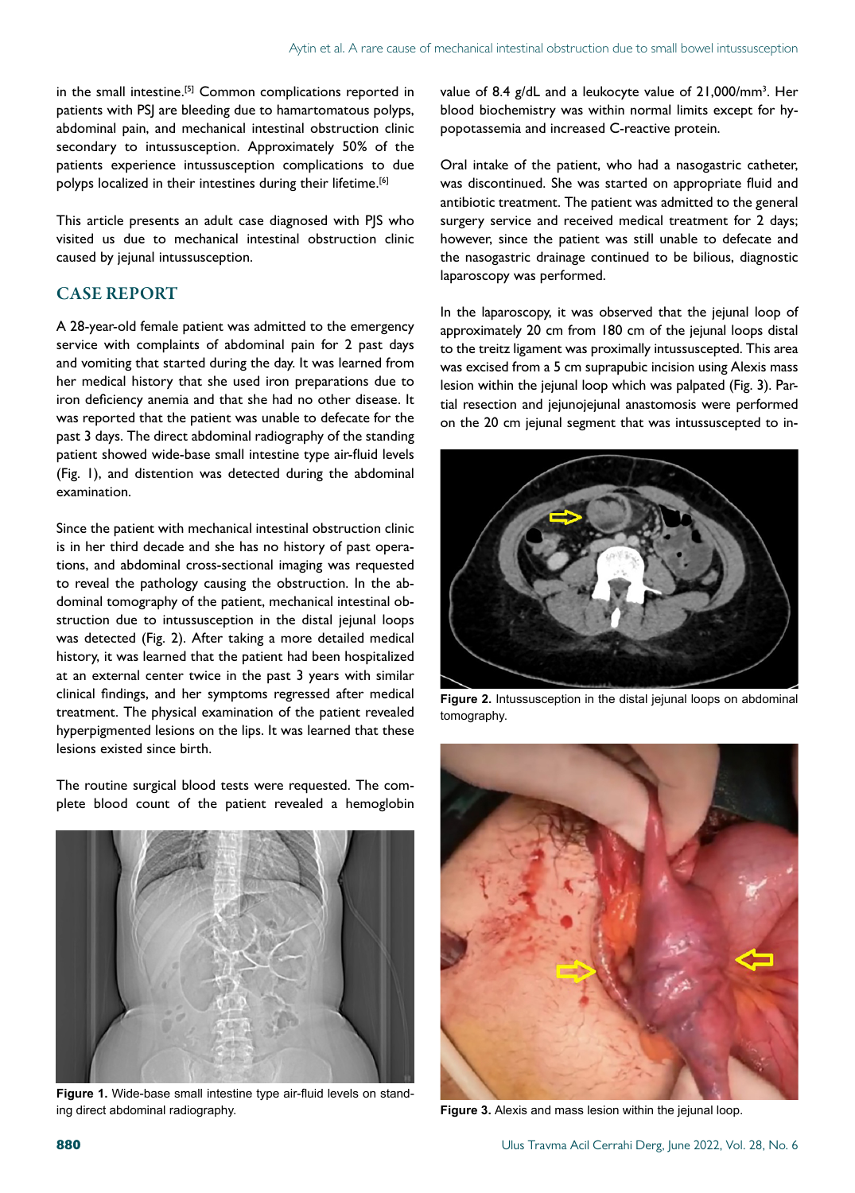in the small intestine.[5] Common complications reported in patients with PSJ are bleeding due to hamartomatous polyps, abdominal pain, and mechanical intestinal obstruction clinic secondary to intussusception. Approximately 50% of the patients experience intussusception complications to due polyps localized in their intestines during their lifetime.[6]

This article presents an adult case diagnosed with PJS who visited us due to mechanical intestinal obstruction clinic caused by jejunal intussusception.

## CASE REPORT

A 28-year-old female patient was admitted to the emergency service with complaints of abdominal pain for 2 past days and vomiting that started during the day. It was learned from her medical history that she used iron preparations due to iron deficiency anemia and that she had no other disease. It was reported that the patient was unable to defecate for the past 3 days. The direct abdominal radiography of the standing patient showed wide-base small intestine type air-fluid levels (Fig. 1), and distention was detected during the abdominal examination.

Since the patient with mechanical intestinal obstruction clinic is in her third decade and she has no history of past operations, and abdominal cross-sectional imaging was requested to reveal the pathology causing the obstruction. In the abdominal tomography of the patient, mechanical intestinal obstruction due to intussusception in the distal jejunal loops was detected (Fig. 2). After taking a more detailed medical history, it was learned that the patient had been hospitalized at an external center twice in the past 3 years with similar clinical findings, and her symptoms regressed after medical treatment. The physical examination of the patient revealed hyperpigmented lesions on the lips. It was learned that these lesions existed since birth.

The routine surgical blood tests were requested. The complete blood count of the patient revealed a hemoglobin value of 8.4 g/dL and a leukocyte value of 21,000/mm$^3$. Her blood biochemistry was within normal limits except for hypopotassemia and increased C-reactive protein.

Figure 1. Wide-base small intestine type air-fluid levels on standing direct abdominal radiography.

Oral intake of the patient, who had a nasogastric catheter, was discontinued. She was started on appropriate fluid and antibiotic treatment. The patient was admitted to the general surgery service and received medical treatment for 2 days; however, since the patient was still unable to defecate and the nasogastric drainage continued to be bilious, diagnostic laparoscopy was performed.

In the laparoscopy, it was observed that the jejunal loop of approximately 20 cm from 180 cm of the jejunal loops distal to the treitz ligament was proximally intussuscepted. This area was excised from a 5 cm suprapubic incision using Alexis mass lesion within the jejunal loop which was palpated (Fig. 3). Partial resection and jejunojejunal anastomosis were performed on the 20 cm jejunal segment that was intussuscepted to in-

Figure 2. Intussusception in the distal jejunal loops on abdominal tomography.

Figure 3. Alexis and mass lesion within the jejunal loop.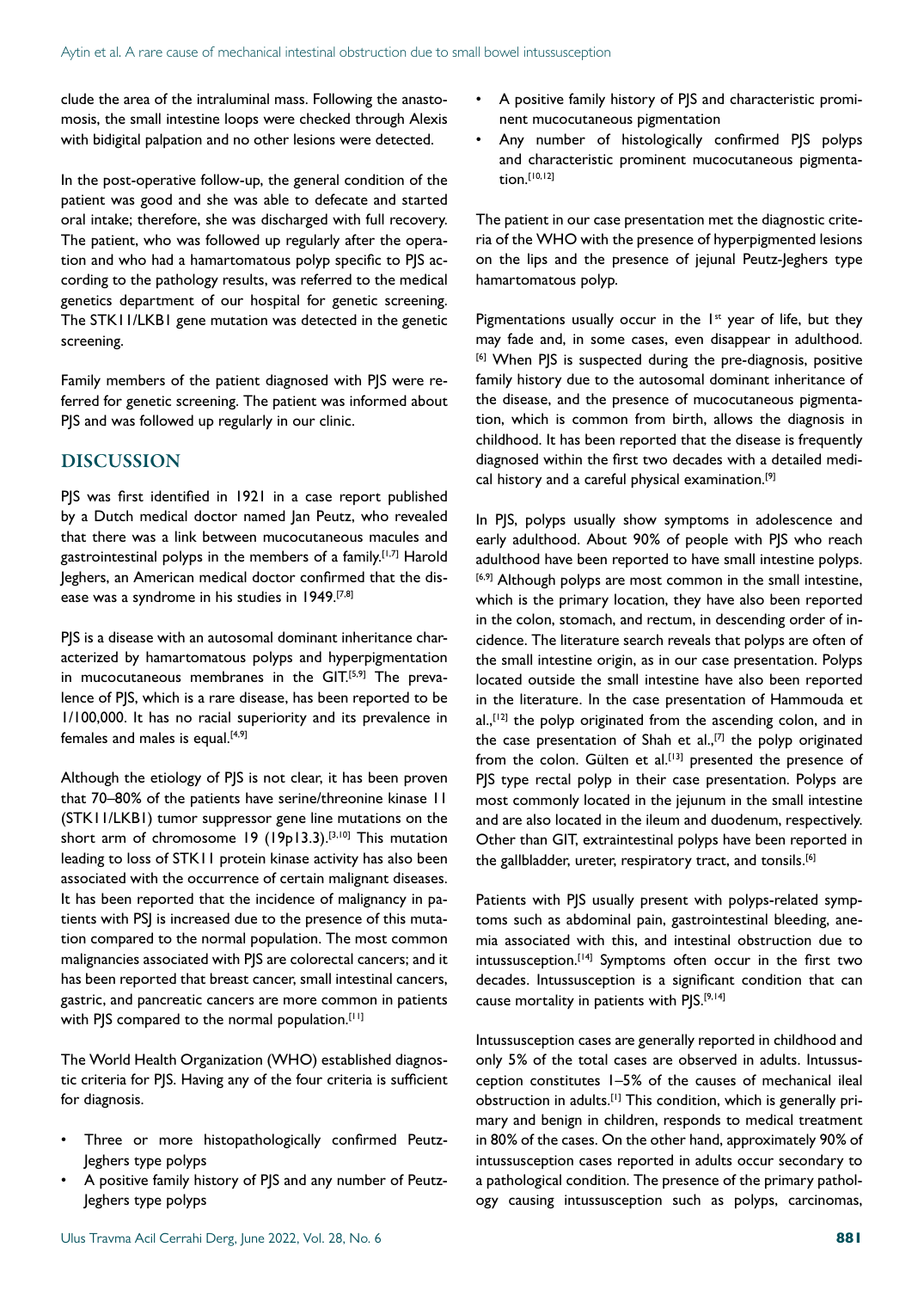clude the area of the intraluminal mass. Following the anastomosis, the small intestine loops were checked through Alexis with bidigital palpation and no other lesions were detected.

In the post-operative follow-up, the general condition of the patient was good and she was able to defecate and started oral intake; therefore, she was discharged with full recovery. The patient, who was followed up regularly after the operation and who had a hamartomatous polyp specific to PJS according to the pathology results, was referred to the medical genetics department of our hospital for genetic screening. The STK11/LKB1 gene mutation was detected in the genetic screening.

Family members of the patient diagnosed with PJS were referred for genetic screening. The patient was informed about PJS and was followed up regularly in our clinic.

## DISCUSSION

PJS was first identified in 1921 in a case report published by a Dutch medical doctor named Jan Peutz, who revealed that there was a link between mucocutaneous macules and gastrointestinal polyps in the members of a family.[1,7] Harold Jeghers, an American medical doctor confirmed that the disease was a syndrome in his studies in 1949.[7,8]

PJS is a disease with an autosomal dominant inheritance characterized by hamartomatous polyps and hyperpigmentation in mucocutaneous membranes in the GIT.[5,9] The prevalence of PJS, which is a rare disease, has been reported to be 1/100,000. It has no racial superiority and its prevalence in females and males is equal.[4,9]

Although the etiology of PJS is not clear, it has been proven that 70–80% of the patients have serine/threonine kinase 11 (STK11/LKB1) tumor suppressor gene line mutations on the short arm of chromosome 19 (19p13.3).[3,10] This mutation leading to loss of STK11 protein kinase activity has also been associated with the occurrence of certain malignant diseases. It has been reported that the incidence of malignancy in patients with PSJ is increased due to the presence of this mutation compared to the normal population. The most common malignancies associated with PJS are colorectal cancers; and it has been reported that breast cancer, small intestinal cancers, gastric, and pancreatic cancers are more common in patients with PJS compared to the normal population.[11]

The World Health Organization (WHO) established diagnostic criteria for PJS. Having any of the four criteria is sufficient for diagnosis.

- Three or more histopathologically confirmed Peutz-Jeghers type polyps
- A positive family history of PJS and any number of Peutz-Jeghers type polyps
- A positive family history of PJS and characteristic prominent mucocutaneous pigmentation
- Any number of histologically confirmed PJS polyps and characteristic prominent mucocutaneous pigmentation.[10,12]

The patient in our case presentation met the diagnostic criteria of the WHO with the presence of hyperpigmented lesions on the lips and the presence of jejunal Peutz-Jeghers type hamartomatous polyp.

Pigmentations usually occur in the 1st year of life, but they may fade and, in some cases, even disappear in adulthood.[6] When PJS is suspected during the pre-diagnosis, positive family history due to the autosomal dominant inheritance of the disease, and the presence of mucocutaneous pigmentation, which is common from birth, allows the diagnosis in childhood. It has been reported that the disease is frequently diagnosed within the first two decades with a detailed medical history and a careful physical examination.[9]

In PJS, polyps usually show symptoms in adolescence and early adulthood. About 90% of people with PJS who reach adulthood have been reported to have small intestine polyps.[6,9] Although polyps are most common in the small intestine, which is the primary location, they have also been reported in the colon, stomach, and rectum, in descending order of incidence. The literature search reveals that polyps are often of the small intestine origin, as in our case presentation. Polyps located outside the small intestine have also been reported in the literature. In the case presentation of Hammouda et al.,[12] the polyp originated from the ascending colon, and in the case presentation of Shah et al.,[7] the polyp originated from the colon. Gülten et al.[13] presented the presence of PJS type rectal polyp in their case presentation. Polyps are most commonly located in the jejunum in the small intestine and are also located in the ileum and duodenum, respectively. Other than GIT, extraintestinal polyps have been reported in the gallbladder, ureter, respiratory tract, and tonsils.[6]

Patients with PJS usually present with polyps-related symptoms such as abdominal pain, gastrointestinal bleeding, anemia associated with this, and intestinal obstruction due to intussusception.[14] Symptoms often occur in the first two decades. Intussusception is a significant condition that can cause mortality in patients with PJS.[9,14]

Intussusception cases are generally reported in childhood and only 5% of the total cases are observed in adults. Intussusception constitutes 1–5% of the causes of mechanical ileal obstruction in adults.[1] This condition, which is generally primary and benign in children, responds to medical treatment in 80% of the cases. On the other hand, approximately 90% of intussusception cases reported in adults occur secondary to a pathological condition. The presence of the primary pathology causing intussusception such as polyps, carcinomas,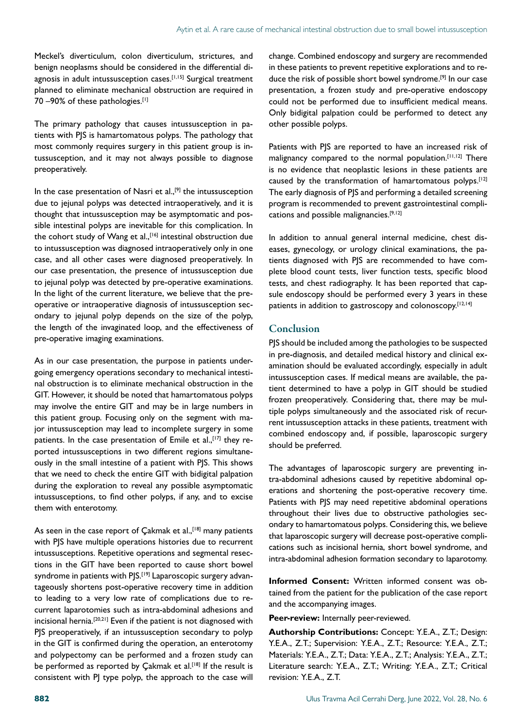Meckel's diverticulum, colon diverticulum, strictures, and benign neoplasms should be considered in the differential diagnosis in adult intussusception cases.[1,15] Surgical treatment planned to eliminate mechanical obstruction are required in 70 –90% of these pathologies.[1]

The primary pathology that causes intussusception in patients with PJS is hamartomatous polyps. The pathology that most commonly requires surgery in this patient group is intussusception, and it may not always possible to diagnose preoperatively.

In the case presentation of Nasri et al.,[9] the intussusception due to jejunal polyps was detected intraoperatively, and it is thought that intussusception may be asymptomatic and possible intestinal polyps are inevitable for this complication. In the cohort study of Wang et al.,[16] intestinal obstruction due to intussusception was diagnosed intraoperatively only in one case, and all other cases were diagnosed preoperatively. In our case presentation, the presence of intussusception due to jejunal polyp was detected by pre-operative examinations. In the light of the current literature, we believe that the preoperative or intraoperative diagnosis of intussusception secondary to jejunal polyp depends on the size of the polyp, the length of the invaginated loop, and the effectiveness of pre-operative imaging examinations.

As in our case presentation, the purpose in patients undergoing emergency operations secondary to mechanical intestinal obstruction is to eliminate mechanical obstruction in the GIT. However, it should be noted that hamartomatous polyps may involve the entire GIT and may be in large numbers in this patient group. Focusing only on the segment with major intussusception may lead to incomplete surgery in some patients. In the case presentation of Emile et al.,[17] they reported intussusceptions in two different regions simultaneously in the small intestine of a patient with PJS. This shows that we need to check the entire GIT with bidigital palpation during the exploration to reveal any possible asymptomatic intussusceptions, to find other polyps, if any, and to excise them with enterotomy.

As seen in the case report of Çakmak et al.,[18] many patients with PJS have multiple operations histories due to recurrent intussusceptions. Repetitive operations and segmental resections in the GIT have been reported to cause short bowel syndrome in patients with PJS.[19] Laparoscopic surgery advantageously shortens post-operative recovery time in addition to leading to a very low rate of complications due to recurrent laparotomies such as intra-abdominal adhesions and incisional hernia.[20,21] Even if the patient is not diagnosed with PJS preoperatively, if an intussusception secondary to polyp in the GIT is confirmed during the operation, an enterotomy and polypectomy can be performed and a frozen study can be performed as reported by Çakmak et al.[18] If the result is consistent with PJ type polyp, the approach to the case will change. Combined endoscopy and surgery are recommended in these patients to prevent repetitive explorations and to reduce the risk of possible short bowel syndrome.[9] In our case presentation, a frozen study and pre-operative endoscopy could not be performed due to insufficient medical means. Only bidigital palpation could be performed to detect any other possible polyps.

Patients with PJS are reported to have an increased risk of malignancy compared to the normal population.[11,12] There is no evidence that neoplastic lesions in these patients are caused by the transformation of hamartomatous polyps.[12] The early diagnosis of PJS and performing a detailed screening program is recommended to prevent gastrointestinal complications and possible malignancies.[9,12]

In addition to annual general internal medicine, chest diseases, gynecology, or urology clinical examinations, the patients diagnosed with PJS are recommended to have complete blood count tests, liver function tests, specific blood tests, and chest radiography. It has been reported that capsule endoscopy should be performed every 3 years in these patients in addition to gastroscopy and colonoscopy.[12,14]

## Conclusion

PJS should be included among the pathologies to be suspected in pre-diagnosis, and detailed medical history and clinical examination should be evaluated accordingly, especially in adult intussusception cases. If medical means are available, the patient determined to have a polyp in GIT should be studied frozen preoperatively. Considering that, there may be multiple polyps simultaneously and the associated risk of recurrent intussusception attacks in these patients, treatment with combined endoscopy and, if possible, laparoscopic surgery should be preferred.

The advantages of laparoscopic surgery are preventing intra-abdominal adhesions caused by repetitive abdominal operations and shortening the post-operative recovery time. Patients with PJS may need repetitive abdominal operations throughout their lives due to obstructive pathologies secondary to hamartomatous polyps. Considering this, we believe that laparoscopic surgery will decrease post-operative complications such as incisional hernia, short bowel syndrome, and intra-abdominal adhesion formation secondary to laparotomy.

**Informed Consent:** Written informed consent was obtained from the patient for the publication of the case report and the accompanying images.

**Peer-review:** Internally peer-reviewed.

**Authorship Contributions:** Concept: Y.E.A., Z.T.; Design: Y.E.A., Z.T.; Supervision: Y.E.A., Z.T.; Resource: Y.E.A., Z.T.; Materials: Y.E.A., Z.T.; Data: Y.E.A., Z.T.; Analysis: Y.E.A., Z.T.; Literature search: Y.E.A., Z.T.; Writing: Y.E.A., Z.T.; Critical revision: Y.E.A., Z.T.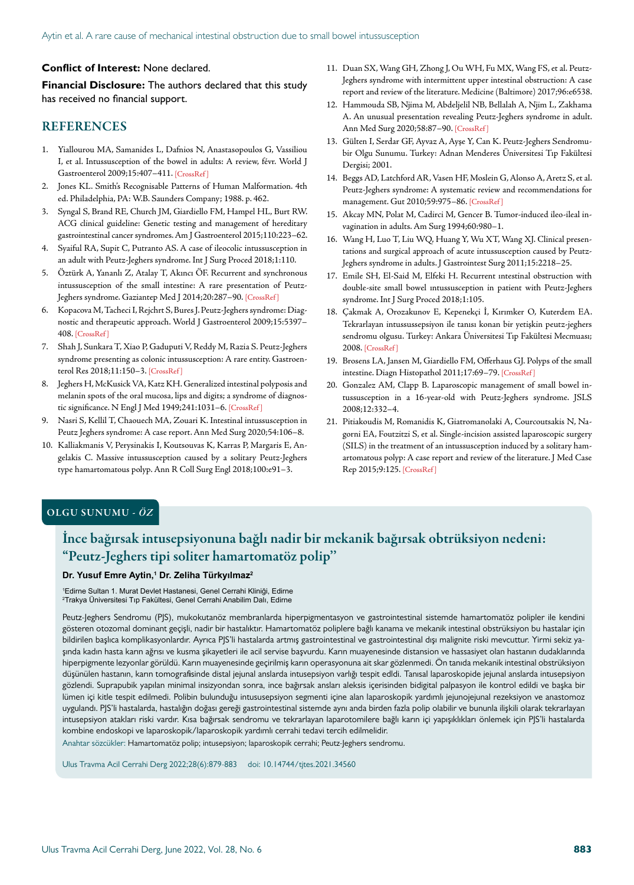**Conflict of Interest:** None declared.

**Financial Disclosure:** The authors declared that this study has received no financial support.

## REFERENCES

1. Yiallourou MA, Samanides L, Dafnios N, Anastasopoulos G, Vassiliou I, et al. Intussusception of the bowel in adults: A review, févr. World J Gastroenterol 2009;15:407–411. [CrossRef]
2. Jones KL. Smith's Recognisable Patterns of Human Malformation. 4th ed. Philadelphia, PA: W.B. Saunders Company; 1988. p. 462.
3. Syngal S, Brand RE, Church JM, Giardiello FM, Hampel HL, Burt RW. ACG clinical guideline: Genetic testing and management of hereditary gastrointestinal cancer syndromes. Am J Gastroenterol 2015;110:223–62.
4. Syaiful RA, Supit C, Putranto AS. A case of ileocolic intussusception in an adult with Peutz-Jeghers syndrome. Int J Surg Proced 2018;1:110.
5. Öztürk A, Yananlı Z, Atalay T, Akıncı ÖF. Recurrent and synchronous intussusception of the small intestine: A rare presentation of Peutz-Jeghers syndrome. Gaziantep Med J 2014;20:287–90. [CrossRef]
6. Kopacova M, Tacheci I, Rejchrt S, Bures J. Peutz-Jeghers syndrome: Diagnostic and therapeutic approach. World J Gastroenterol 2009;15:5397–408. [CrossRef]
7. Shah J, Sunkara T, Xiao P, Gaduputi V, Reddy M, Razia S. Peutz-Jeghers syndrome presenting as colonic intussusception: A rare entity. Gastroenterol Res 2018;11:150–3. [CrossRef]
8. Jeghers H, McKusick VA, Katz KH. Generalized intestinal polyposis and melanin spots of the oral mucosa, lips and digits; a syndrome of diagnostic significance. N Engl J Med 1949;241:1031–6. [CrossRef]
9. Nasri S, Kellil T, Chaouech MA, Zouari K. Intestinal intussusception in Peutz Jeghers syndrome: A case report. Ann Med Surg 2020;54:106–8.
10. Kalliakmanis V, Perysinakis I, Koutsouvas K, Karras P, Margaris E, Angelakis C. Massive intussusception caused by a solitary Peutz-Jeghers type hamartomatous polyp. Ann R Coll Surg Engl 2018;100:e91–3.
11. Duan SX, Wang GH, Zhong J, Ou WH, Fu MX, Wang FS, et al. Peutz-Jeghers syndrome with intermittent upper intestinal obstruction: A case report and review of the literature. Medicine (Baltimore) 2017;96:e6538.
12. Hammouda SB, Njima M, Abdeljelil NB, Bellalah A, Njim L, Zakhama A. An unusual presentation revealing Peutz-Jeghers syndrome in adult. Ann Med Surg 2020;58:87–90. [CrossRef]
13. Gülten I, Serdar GF, Ayvaz A, Ayşe Y, Can K. Peutz-Jeghers Sendromu-bir Olgu Sunumu. Turkey: Adnan Menderes Üniversitesi Tıp Fakültesi Dergisi; 2001.
14. Beggs AD, Latchford AR, Vasen HF, Moslein G, Alonso A, Aretz S, et al. Peutz-Jeghers syndrome: A systematic review and recommendations for management. Gut 2010;59:975–86. [CrossRef]
15. Akcay MN, Polat M, Cadirci M, Gencer B. Tumor-induced ileo-ileal invagination in adults. Am Surg 1994;60:980–1.
16. Wang H, Luo T, Liu WQ, Huang Y, Wu XT, Wang XJ. Clinical presentations and surgical approach of acute intussusception caused by Peutz-Jeghers syndrome in adults. J Gastrointest Surg 2011;15:2218–25.
17. Emile SH, El-Said M, Elfeki H. Recurrent ıntestinal obstruction with double-site small bowel ıntussusception in patient with Peutz-Jeghers syndrome. Int J Surg Proced 2018;1:105.
18. Çakmak A, Orozakunov E, Kepenekçi İ, Kırımker O, Kuterdem EA. Tekrarlayan intussussepsiyon ile tanısı konan bir yetişkin peutz-jeghers sendromu olgusu. Turkey: Ankara Üniversitesi Tıp Fakültesi Mecmuası; 2008. [CrossRef]
19. Brosens LA, Jansen M, Giardiello FM, Offerhaus GJ. Polyps of the small intestine. Diagn Histopathol 2011;17:69–79. [CrossRef]
20. Gonzalez AM, Clapp B. Laparoscopic management of small bowel intussusception in a 16-year-old with Peutz-Jeghers syndrome. JSLS 2008;12:332–4.
21. Pitiakoudis M, Romanidis K, Giatromanolaki A, Courcoutsakis N, Nagorni EA, Foutzitzi S, et al. Single-incision assisted laparoscopic surgery (SILS) in the treatment of an intussusception induced by a solitary hamartomatous polyp: A case report and review of the literature. J Med Case Rep 2015;9:125. [CrossRef]

## OLGU SUNUMU - *ÖZ*

# İnce bağırsak intusepsiyonuna bağlı nadir bir mekanik bağırsak obtrüksiyon nedeni: "Peutz-Jeghers tipi soliter hamartomatöz polip"

**Dr. Yusuf Emre Aytin,[1] Dr. Zeliha Türkyılmaz[2]**

[1]Edirne Sultan 1. Murat Devlet Hastanesi, Genel Cerrahi Kliniği, Edirne
[2]Trakya Üniversitesi Tıp Fakültesi, Genel Cerrahi Anabilim Dalı, Edirne

Peutz-Jeghers Sendromu (PJS), mukokutanöz membranlarda hiperpigmentasyon ve gastrointestinal sistemde hamartomatöz polipler ile kendini gösteren otozomal dominant geçişli, nadir bir hastalıktır. Hamartomatöz poliplere bağlı kanama ve mekanik intestinal obstrüksiyon bu hastalar için bildirilen başlıca komplikasyonlardır. Ayrıca PJS'li hastalarda artmış gastrointestinal ve gastrointestinal dışı malignite riski mevcuttur. Yirmi sekiz yaşında kadın hasta karın ağrısı ve kusma şikayetleri ile acil servise başvurdu. Karın muayenesinde distansiyon ve hassasiyet olan hastanın dudaklarında hiperpigmente lezyonlar görüldü. Karın muayenesinde geçirilmiş karın operasyonuna ait skar gözlenmedi. Ön tanıda mekanik intestinal obstrüksiyon düşünülen hastanın, karın tomografisinde distal jejunal anslarda intusepsiyon varlığı tespit edldi. Tanısal laparoskopide jejunal anslarda intusepsiyon gözlendi. Suprapubik yapılan minimal insizyondan sonra, ince bağırsak ansları aleksis içerisinden bidigital palpasyon ile kontrol edildi ve başka bir lümen içi kitle tespit edilmedi. Polibin bulunduğu intussusepsiyon segmenti içine alan laparoskopik yardımlı jejunojejunal rezeksiyon ve anastomoz uygulandı. PJS'li hastalarda, hastalığın doğası gereği gastrointestinal sistemde aynı anda birden fazla polip olabilir ve bununla ilişkili olarak tekrarlayan intusepsiyon atakları riski vardır. Kısa bağırsak sendromu ve tekrarlayan laparotomilere bağlı karın içi yapışıklıkları önlemek için PJS'li hastalarda kombine endoskopi ve laparoskopik/laparoskopik yardımlı cerrahi tedavi tercih edilmelidir.

Anahtar sözcükler: Hamartomatöz polip; intusepsiyon; laparoskopik cerrahi; Peutz-Jeghers sendromu.

Ulus Travma Acil Cerrahi Derg 2022;28(6):879-883 doi: 10.14744/tjtes.2021.34560